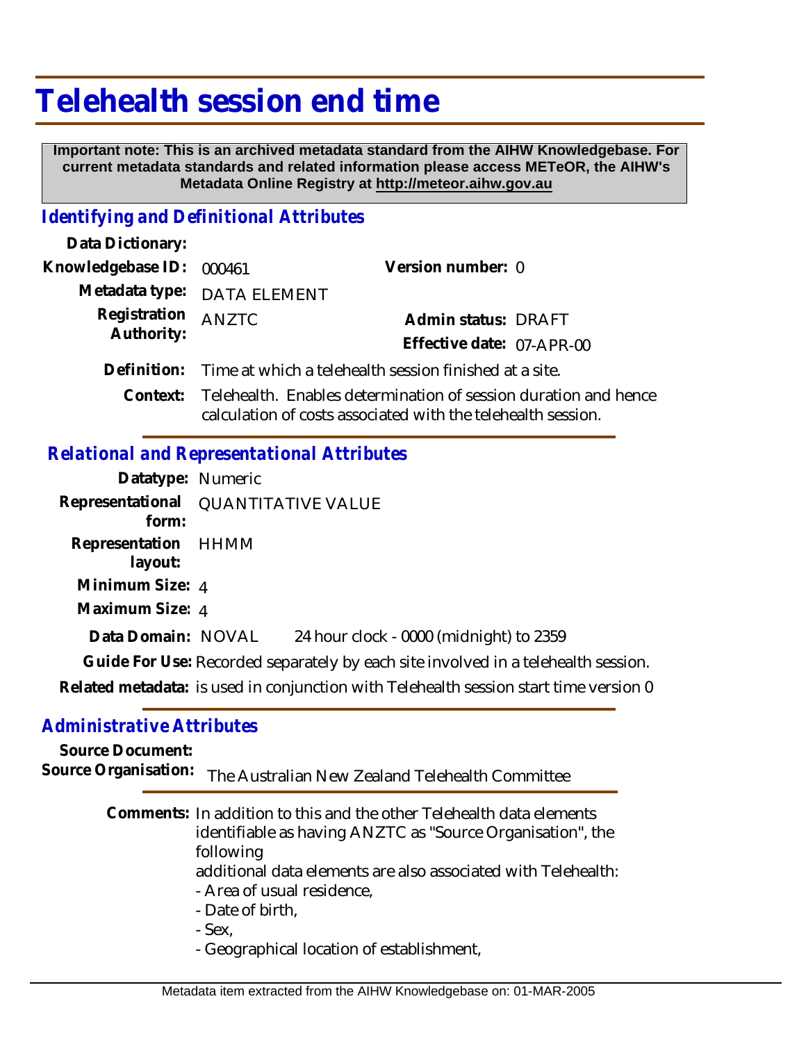# Telehealth session end time

**Important note: This is an archived metadata standard from the AIHW Knowledgebase. For current metadata standards and related information please access METeOR, the AIHW's Metadata Online Registry at http://meteor.aihw.gov.au**

## *Identifying and Definitional Attributes*

**Data Dictionary:**

**Knowledgebase ID:** 000461 **Version number:** 0

**Metadata type:** DATA ELEMENT

**Registration Authority:** ANZTC **Admin status:** DRAFT

**Effective date:** 07-APR-00

**Definition:** Time at which a telehealth session finished at a site.

**Context:** Telehealth. Enables determination of session duration and hence calculation of costs associated with the telehealth session.

## *Relational and Representational Attributes*

**Datatype:** Numeric

**Representational form:** QUANTITATIVE VALUE

**Representation layout:** HHMM

**Minimum Size:** 4

**Maximum Size:** 4

**Data Domain:** NOVAL 24 hour clock - 0000 (midnight) to 2359

**Guide For Use:** Recorded separately by each site involved in a telehealth session.

**Related metadata:** is used in conjunction with Telehealth session start time version 0

## *Administrative Attributes*

**Source Document:**

**Source Organisation:** The Australian New Zealand Telehealth Committee

**Comments:** In addition to this and the other Telehealth data elements identifiable as having ANZTC as "Source Organisation", the following
additional data elements are also associated with Telehealth:
- Area of usual residence,
- Date of birth,
- Sex,
- Geographical location of establishment,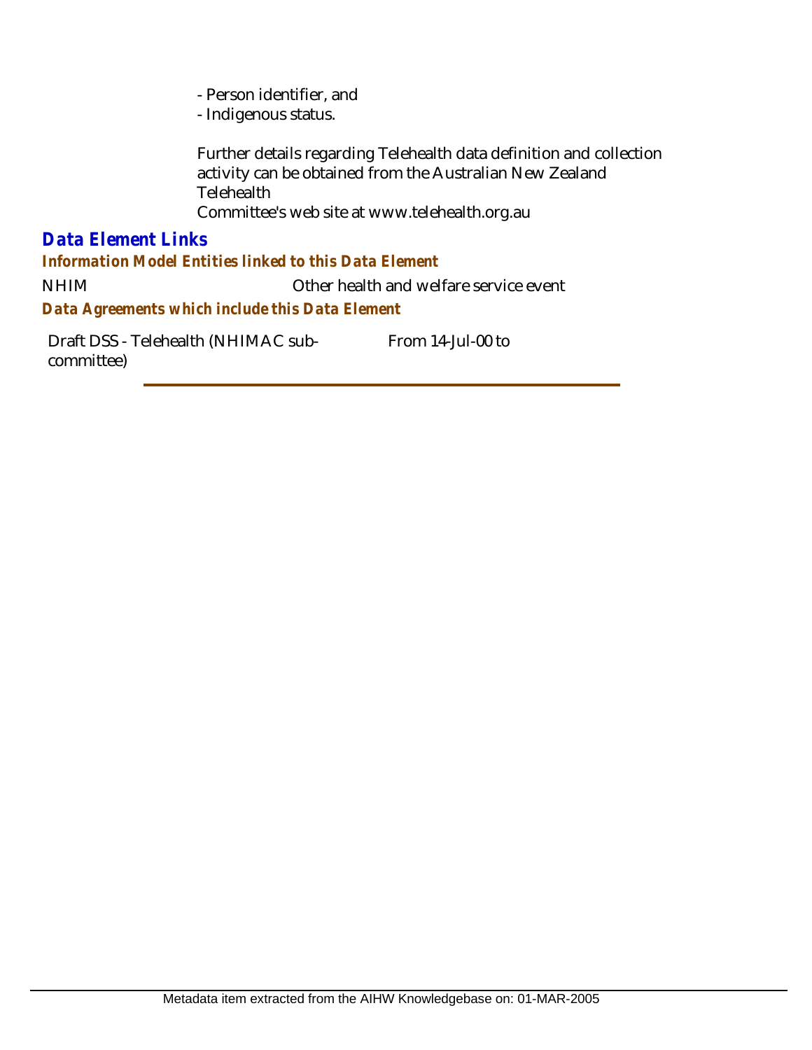- Person identifier, and
- Indigenous status.

Further details regarding Telehealth data definition and collection activity can be obtained from the Australian New Zealand Telehealth Committee's web site at www.telehealth.org.au

## Data Element Links

### Information Model Entities linked to this Data Element

| | |
|---|---|
| NHIM | Other health and welfare service event |

### Data Agreements which include this Data Element

| | |
|---|---|
| Draft DSS - Telehealth (NHIMAC sub-committee) | From 14-Jul-00 to |

Metadata item extracted from the AIHW Knowledgebase on: 01-MAR-2005